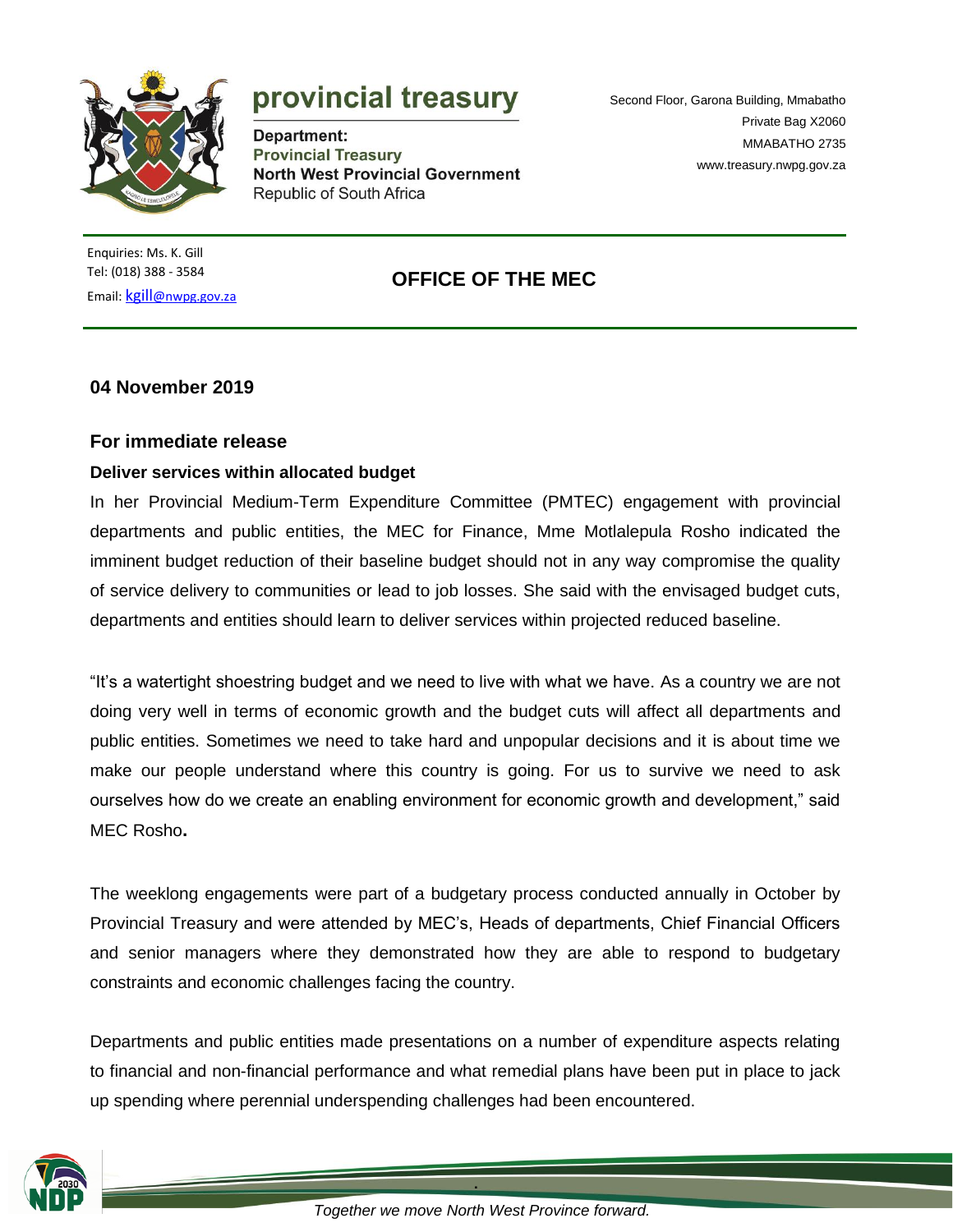# provincial treasury

**Department:**
**Provincial Treasury**
**North West Provincial Government**
Republic of South Africa

Second Floor, Garona Building, Mmabatho
Private Bag X2060
MMABATHO 2735
www.treasury.nwpg.gov.za

Enquiries: Ms. K. Gill
Tel: (018) 388 - 3584
Email: kgill@nwpg.gov.za

## OFFICE OF THE MEC

**04 November 2019**

### For immediate release

**Deliver services within allocated budget**

In her Provincial Medium-Term Expenditure Committee (PMTEC) engagement with provincial departments and public entities, the MEC for Finance, Mme Motlalepula Rosho indicated the imminent budget reduction of their baseline budget should not in any way compromise the quality of service delivery to communities or lead to job losses. She said with the envisaged budget cuts, departments and entities should learn to deliver services within projected reduced baseline.

"It's a watertight shoestring budget and we need to live with what we have. As a country we are not doing very well in terms of economic growth and the budget cuts will affect all departments and public entities. Sometimes we need to take hard and unpopular decisions and it is about time we make our people understand where this country is going. For us to survive we need to ask ourselves how do we create an enabling environment for economic growth and development," said MEC Rosho**.**

The weeklong engagements were part of a budgetary process conducted annually in October by Provincial Treasury and were attended by MEC's, Heads of departments, Chief Financial Officers and senior managers where they demonstrated how they are able to respond to budgetary constraints and economic challenges facing the country.

Departments and public entities made presentations on a number of expenditure aspects relating to financial and non-financial performance and what remedial plans have been put in place to jack up spending where perennial underspending challenges had been encountered.

*Together we move North West Province forward.*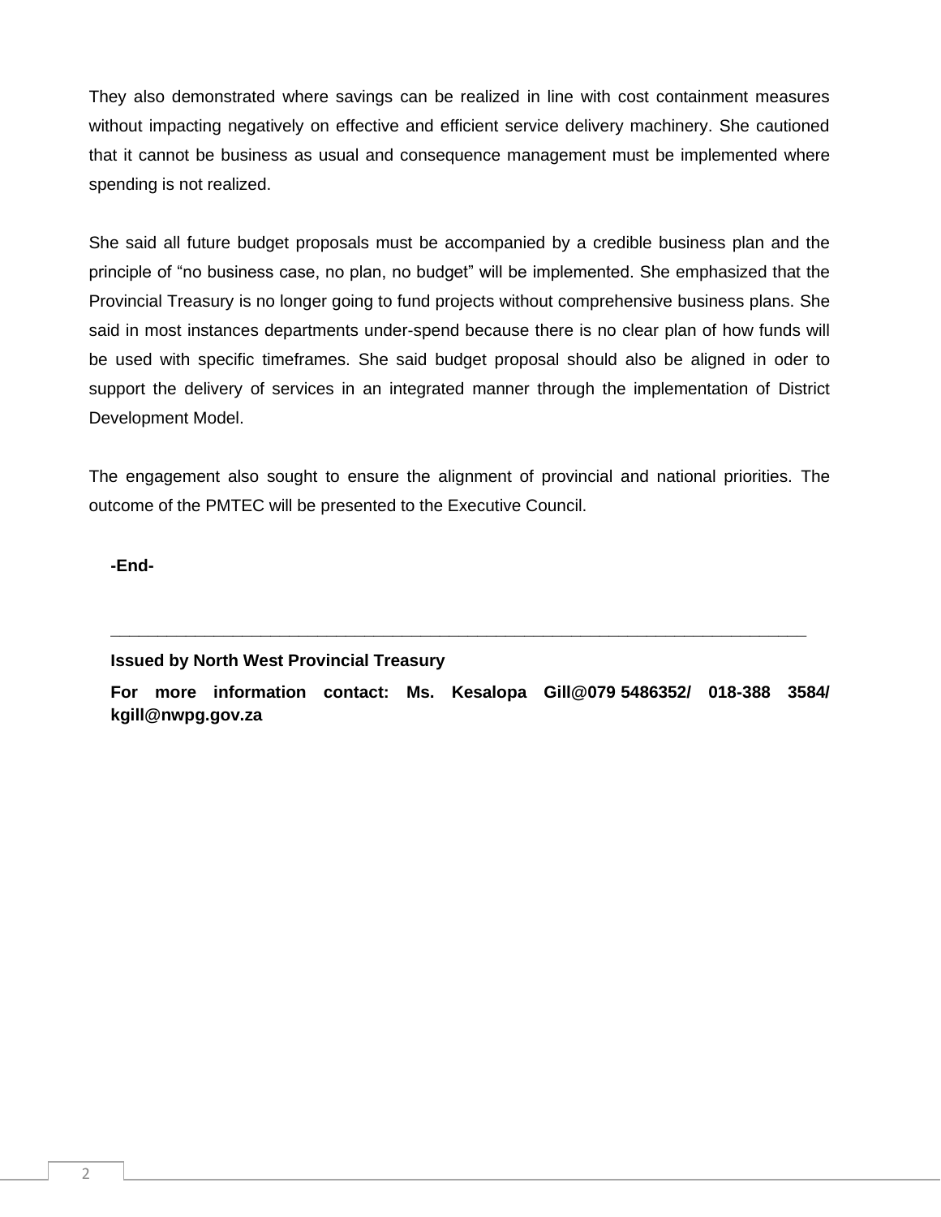They also demonstrated where savings can be realized in line with cost containment measures without impacting negatively on effective and efficient service delivery machinery. She cautioned that it cannot be business as usual and consequence management must be implemented where spending is not realized.

She said all future budget proposals must be accompanied by a credible business plan and the principle of "no business case, no plan, no budget" will be implemented. She emphasized that the Provincial Treasury is no longer going to fund projects without comprehensive business plans. She said in most instances departments under-spend because there is no clear plan of how funds will be used with specific timeframes. She said budget proposal should also be aligned in oder to support the delivery of services in an integrated manner through the implementation of District Development Model.

The engagement also sought to ensure the alignment of provincial and national priorities. The outcome of the PMTEC will be presented to the Executive Council.

**-End-**

---

**Issued by North West Provincial Treasury**

**For more information contact: Ms. Kesalopa Gill@079 5486352/ 018-388 3584/ kgill@nwpg.gov.za**